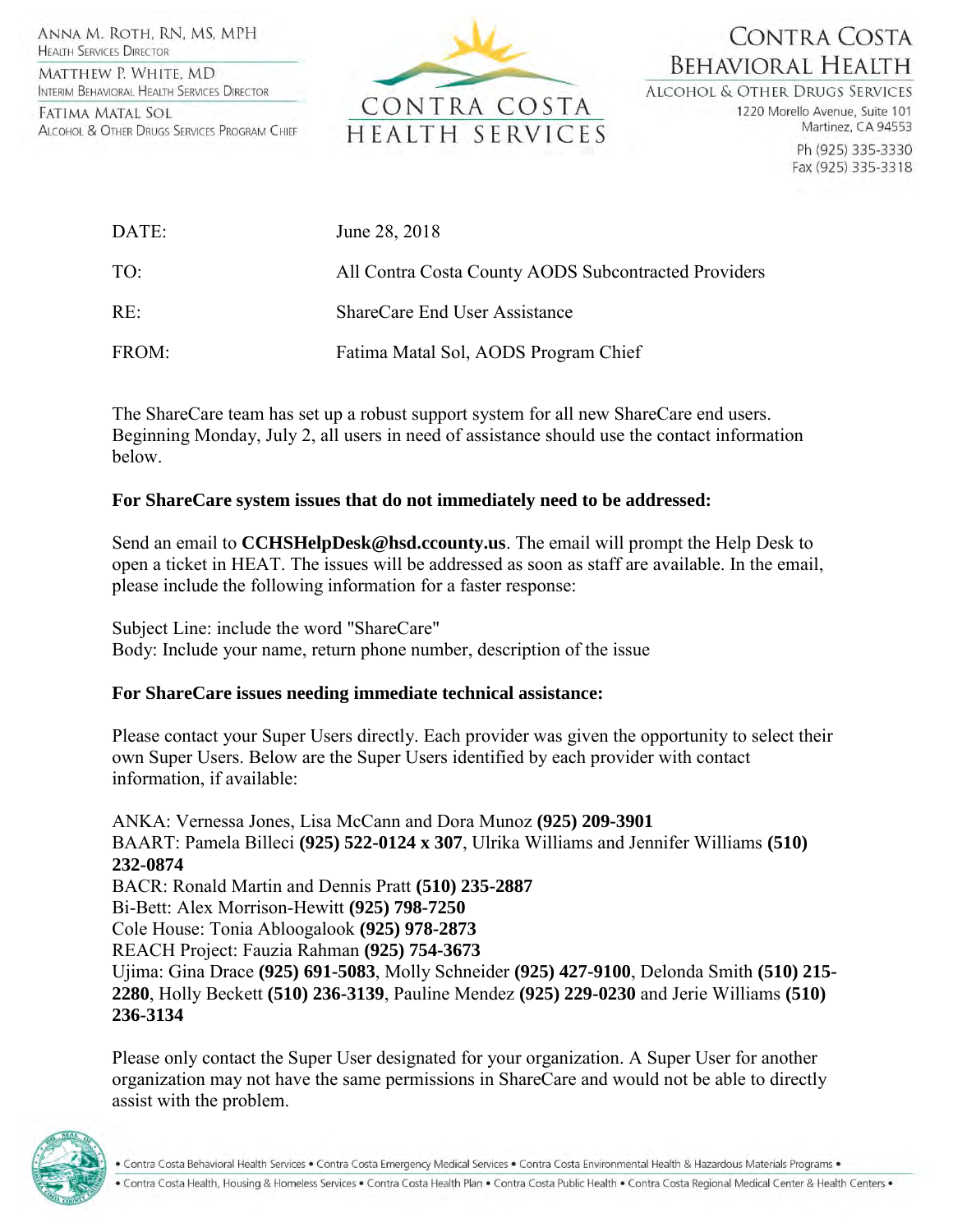Anna M. Roth, RN, MS, MPH
Health Services Director

Matthew P. White, MD
Interim Behavioral Health Services Director

Fatima Matal Sol
Alcohol & Other Drugs Services Program Chief

CONTRA COSTA HEALTH SERVICES

Contra Costa Behavioral Health
Alcohol & Other Drugs Services
1220 Morello Avenue, Suite 101
Martinez, CA 94553
Ph (925) 335-3330
Fax (925) 335-3318

| | |
|---|---|
| DATE: | June 28, 2018 |
| TO: | All Contra Costa County AODS Subcontracted Providers |
| RE: | ShareCare End User Assistance |
| FROM: | Fatima Matal Sol, AODS Program Chief |

The ShareCare team has set up a robust support system for all new ShareCare end users. Beginning Monday, July 2, all users in need of assistance should use the contact information below.

**For ShareCare system issues that do not immediately need to be addressed:**

Send an email to **CCHSHelpDesk@hsd.ccounty.us**. The email will prompt the Help Desk to open a ticket in HEAT. The issues will be addressed as soon as staff are available. In the email, please include the following information for a faster response:

Subject Line: include the word "ShareCare"
Body: Include your name, return phone number, description of the issue

**For ShareCare issues needing immediate technical assistance:**

Please contact your Super Users directly. Each provider was given the opportunity to select their own Super Users. Below are the Super Users identified by each provider with contact information, if available:

ANKA: Vernessa Jones, Lisa McCann and Dora Munoz **(925) 209-3901**
BAART: Pamela Billeci **(925) 522-0124 x 307**, Ulrika Williams and Jennifer Williams **(510) 232-0874**
BACR: Ronald Martin and Dennis Pratt **(510) 235-2887**
Bi-Bett: Alex Morrison-Hewitt **(925) 798-7250**
Cole House: Tonia Abloogalook **(925) 978-2873**
REACH Project: Fauzia Rahman **(925) 754-3673**
Ujima: Gina Drace **(925) 691-5083**, Molly Schneider **(925) 427-9100**, Delonda Smith **(510) 215-2280**, Holly Beckett **(510) 236-3139**, Pauline Mendez **(925) 229-0230** and Jerie Williams **(510) 236-3134**

Please only contact the Super User designated for your organization. A Super User for another organization may not have the same permissions in ShareCare and would not be able to directly assist with the problem.

• Contra Costa Behavioral Health Services • Contra Costa Emergency Medical Services • Contra Costa Environmental Health & Hazardous Materials Programs •
• Contra Costa Health, Housing & Homeless Services • Contra Costa Health Plan • Contra Costa Public Health • Contra Costa Regional Medical Center & Health Centers •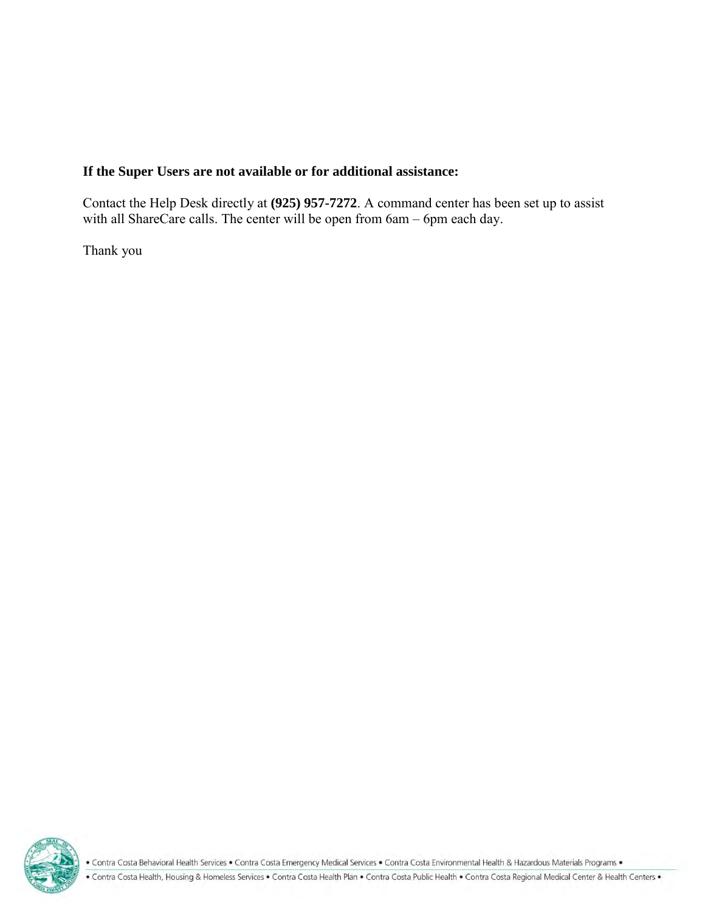**If the Super Users are not available or for additional assistance:**

Contact the Help Desk directly at **(925) 957-7272**. A command center has been set up to assist with all ShareCare calls. The center will be open from 6am – 6pm each day.

Thank you